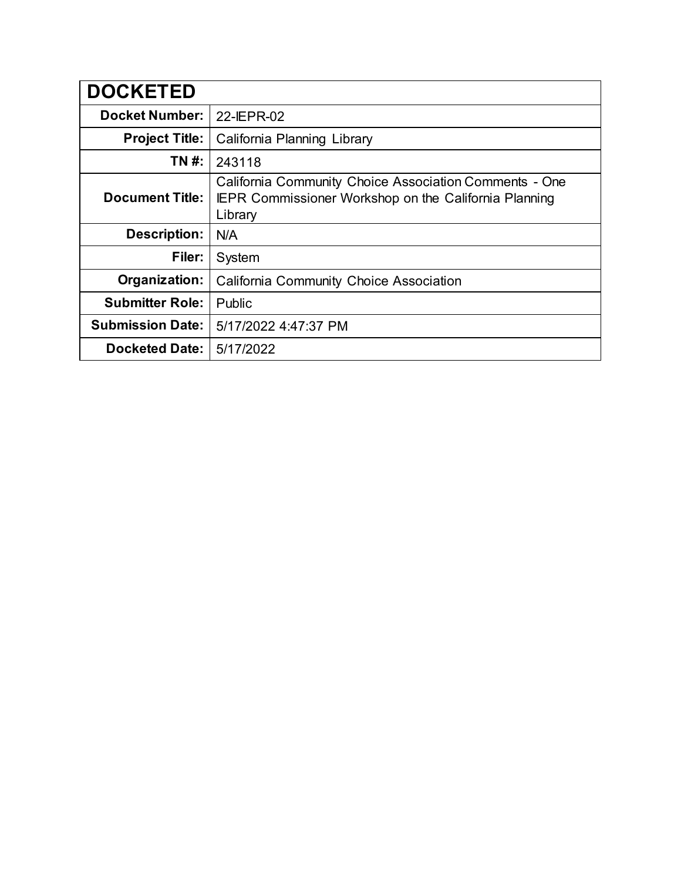| DOCKETED | |
|---|---|
| **Docket Number:** | 22-IEPR-02 |
| **Project Title:** | California Planning Library |
| **TN #:** | 243118 |
| **Document Title:** | California Community Choice Association Comments - One IEPR Commissioner Workshop on the California Planning Library |
| **Description:** | N/A |
| **Filer:** | System |
| **Organization:** | California Community Choice Association |
| **Submitter Role:** | Public |
| **Submission Date:** | 5/17/2022 4:47:37 PM |
| **Docketed Date:** | 5/17/2022 |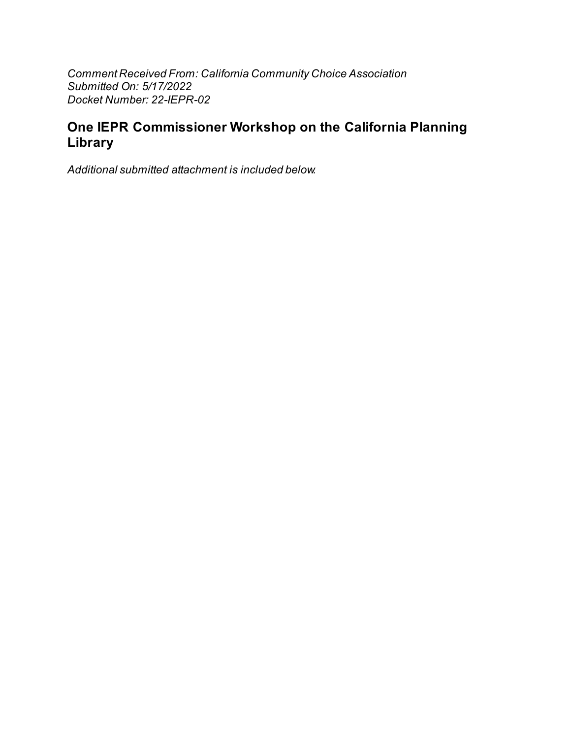*Comment Received From: California Community Choice Association*
*Submitted On: 5/17/2022*
*Docket Number: 22-IEPR-02*

## One IEPR Commissioner Workshop on the California Planning Library

*Additional submitted attachment is included below.*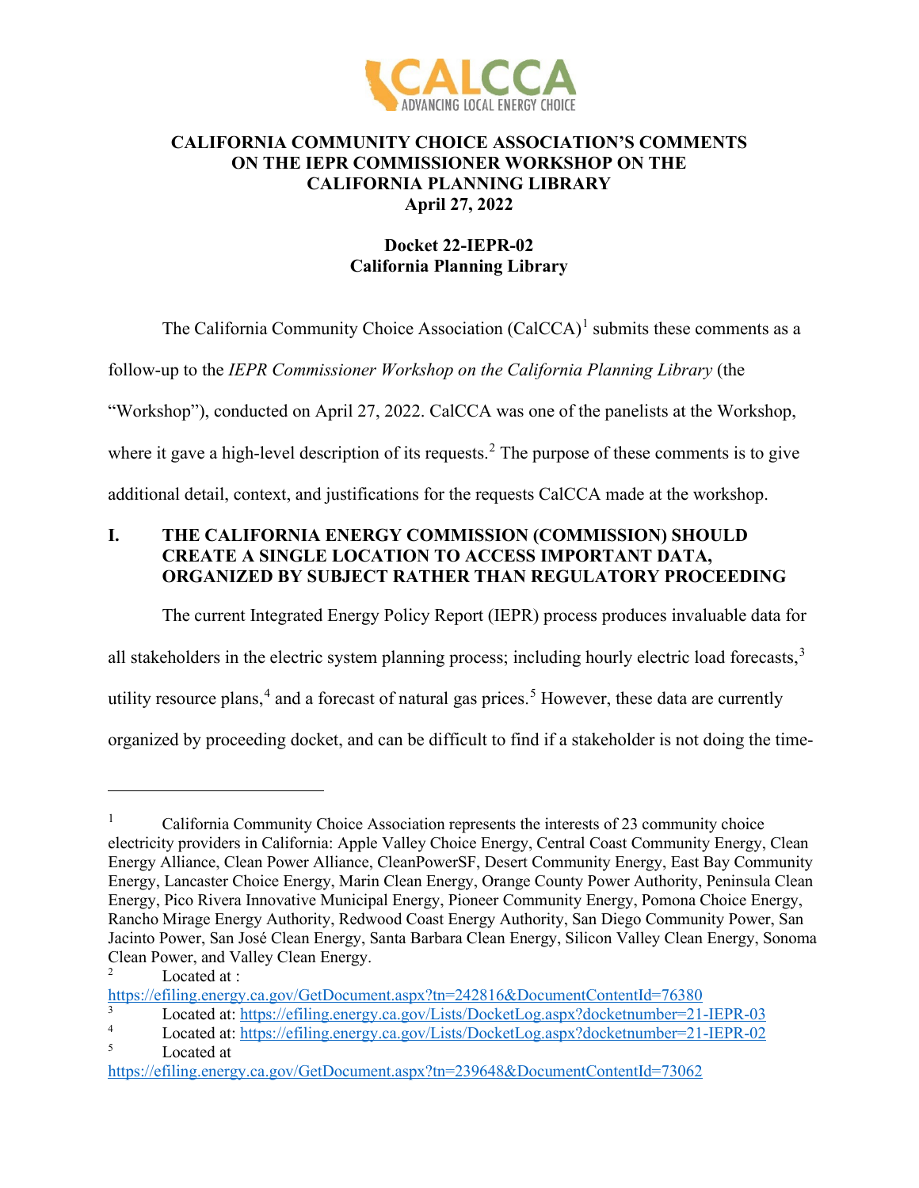# CALIFORNIA COMMUNITY CHOICE ASSOCIATION'S COMMENTS ON THE IEPR COMMISSIONER WORKSHOP ON THE CALIFORNIA PLANNING LIBRARY April 27, 2022

## Docket 22-IEPR-02 California Planning Library

The California Community Choice Association (CalCCA)[1] submits these comments as a follow-up to the *IEPR Commissioner Workshop on the California Planning Library* (the "Workshop"), conducted on April 27, 2022. CalCCA was one of the panelists at the Workshop, where it gave a high-level description of its requests.[2] The purpose of these comments is to give additional detail, context, and justifications for the requests CalCCA made at the workshop.

## I. THE CALIFORNIA ENERGY COMMISSION (COMMISSION) SHOULD CREATE A SINGLE LOCATION TO ACCESS IMPORTANT DATA, ORGANIZED BY SUBJECT RATHER THAN REGULATORY PROCEEDING

The current Integrated Energy Policy Report (IEPR) process produces invaluable data for all stakeholders in the electric system planning process; including hourly electric load forecasts,[3] utility resource plans,[4] and a forecast of natural gas prices.[5] However, these data are currently organized by proceeding docket, and can be difficult to find if a stakeholder is not doing the time-

---

[1] California Community Choice Association represents the interests of 23 community choice electricity providers in California: Apple Valley Choice Energy, Central Coast Community Energy, Clean Energy Alliance, Clean Power Alliance, CleanPowerSF, Desert Community Energy, East Bay Community Energy, Lancaster Choice Energy, Marin Clean Energy, Orange County Power Authority, Peninsula Clean Energy, Pico Rivera Innovative Municipal Energy, Pioneer Community Energy, Pomona Choice Energy, Rancho Mirage Energy Authority, Redwood Coast Energy Authority, San Diego Community Power, San Jacinto Power, San José Clean Energy, Santa Barbara Clean Energy, Silicon Valley Clean Energy, Sonoma Clean Power, and Valley Clean Energy.

[2] Located at : https://efiling.energy.ca.gov/GetDocument.aspx?tn=242816&DocumentContentId=76380

[3] Located at: https://efiling.energy.ca.gov/Lists/DocketLog.aspx?docketnumber=21-IEPR-03

[4] Located at: https://efiling.energy.ca.gov/Lists/DocketLog.aspx?docketnumber=21-IEPR-02

[5] Located at https://efiling.energy.ca.gov/GetDocument.aspx?tn=239648&DocumentContentId=73062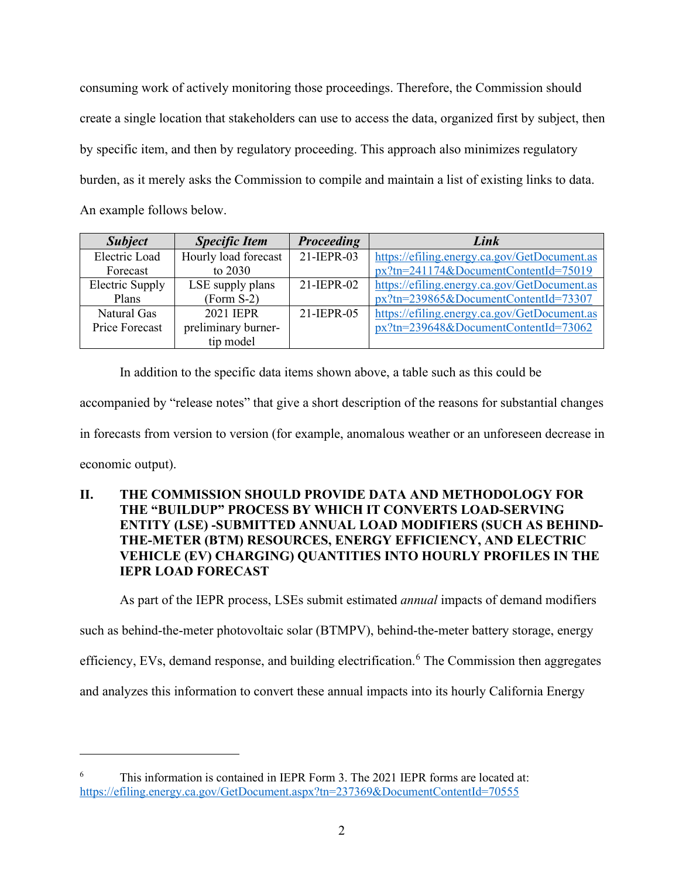consuming work of actively monitoring those proceedings. Therefore, the Commission should create a single location that stakeholders can use to access the data, organized first by subject, then by specific item, and then by regulatory proceeding. This approach also minimizes regulatory burden, as it merely asks the Commission to compile and maintain a list of existing links to data. An example follows below.

| ***Subject*** | ***Specific Item*** | ***Proceeding*** | ***Link*** |
|---|---|---|---|
| Electric Load Forecast | Hourly load forecast to 2030 | 21-IEPR-03 | https://efiling.energy.ca.gov/GetDocument.aspx?tn=241174&DocumentContentId=75019 |
| Electric Supply Plans | LSE supply plans (Form S-2) | 21-IEPR-02 | https://efiling.energy.ca.gov/GetDocument.aspx?tn=239865&DocumentContentId=73307 |
| Natural Gas Price Forecast | 2021 IEPR preliminary burner-tip model | 21-IEPR-05 | https://efiling.energy.ca.gov/GetDocument.aspx?tn=239648&DocumentContentId=73062 |

In addition to the specific data items shown above, a table such as this could be accompanied by "release notes" that give a short description of the reasons for substantial changes in forecasts from version to version (for example, anomalous weather or an unforeseen decrease in economic output).

## II. THE COMMISSION SHOULD PROVIDE DATA AND METHODOLOGY FOR THE "BUILDUP" PROCESS BY WHICH IT CONVERTS LOAD-SERVING ENTITY (LSE) -SUBMITTED ANNUAL LOAD MODIFIERS (SUCH AS BEHIND-THE-METER (BTM) RESOURCES, ENERGY EFFICIENCY, AND ELECTRIC VEHICLE (EV) CHARGING) QUANTITIES INTO HOURLY PROFILES IN THE IEPR LOAD FORECAST

As part of the IEPR process, LSEs submit estimated *annual* impacts of demand modifiers such as behind-the-meter photovoltaic solar (BTMPV), behind-the-meter battery storage, energy efficiency, EVs, demand response, and building electrification.[6] The Commission then aggregates and analyzes this information to convert these annual impacts into its hourly California Energy

---

[6] This information is contained in IEPR Form 3. The 2021 IEPR forms are located at: https://efiling.energy.ca.gov/GetDocument.aspx?tn=237369&DocumentContentId=70555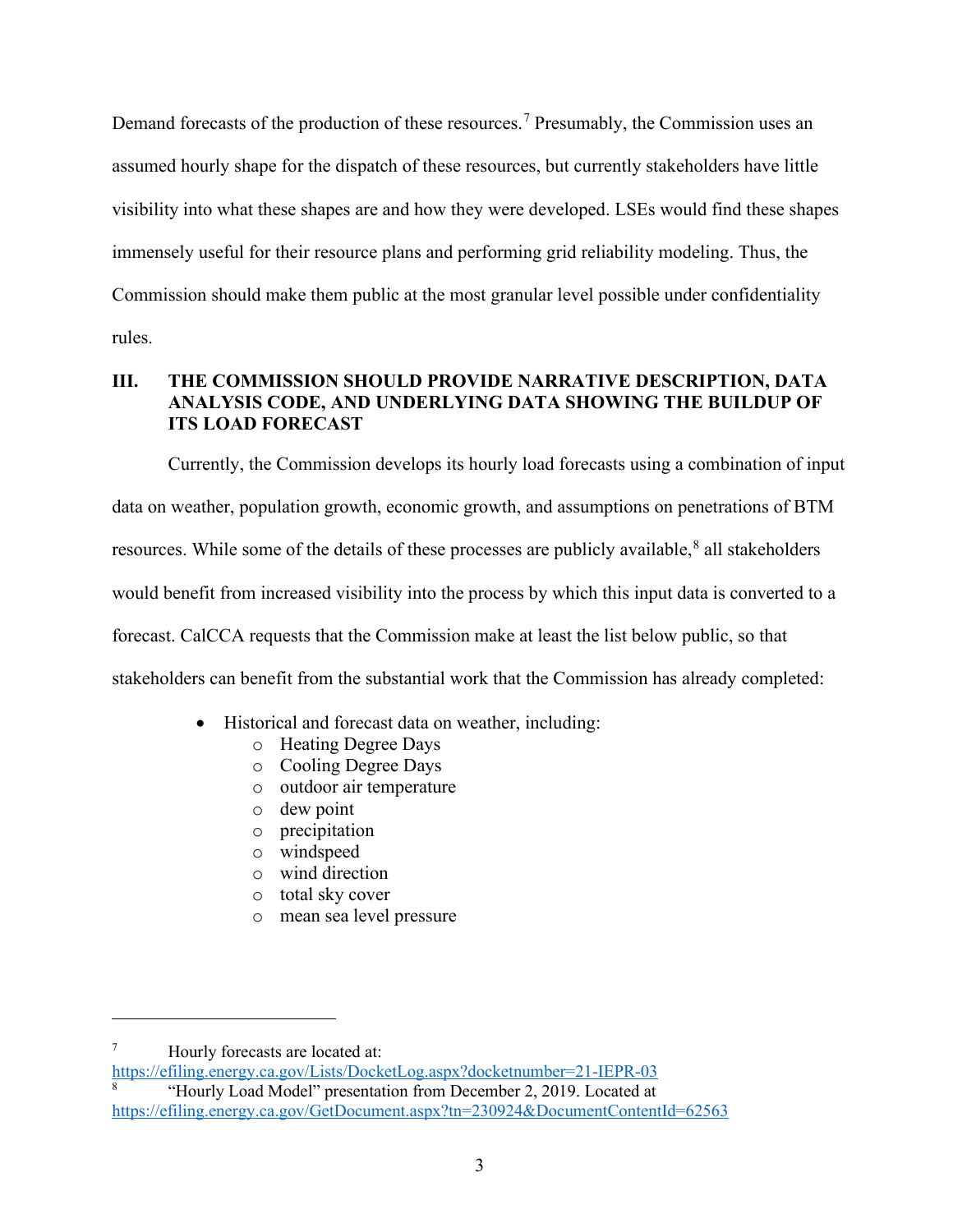Demand forecasts of the production of these resources.[7] Presumably, the Commission uses an assumed hourly shape for the dispatch of these resources, but currently stakeholders have little visibility into what these shapes are and how they were developed. LSEs would find these shapes immensely useful for their resource plans and performing grid reliability modeling. Thus, the Commission should make them public at the most granular level possible under confidentiality rules.

## III. THE COMMISSION SHOULD PROVIDE NARRATIVE DESCRIPTION, DATA ANALYSIS CODE, AND UNDERLYING DATA SHOWING THE BUILDUP OF ITS LOAD FORECAST

Currently, the Commission develops its hourly load forecasts using a combination of input data on weather, population growth, economic growth, and assumptions on penetrations of BTM resources. While some of the details of these processes are publicly available,[8] all stakeholders would benefit from increased visibility into the process by which this input data is converted to a forecast. CalCCA requests that the Commission make at least the list below public, so that stakeholders can benefit from the substantial work that the Commission has already completed:

- Historical and forecast data on weather, including:
  - Heating Degree Days
  - Cooling Degree Days
  - outdoor air temperature
  - dew point
  - precipitation
  - windspeed
  - wind direction
  - total sky cover
  - mean sea level pressure

---

[7] Hourly forecasts are located at: https://efiling.energy.ca.gov/Lists/DocketLog.aspx?docketnumber=21-IEPR-03

[8] "Hourly Load Model" presentation from December 2, 2019. Located at https://efiling.energy.ca.gov/GetDocument.aspx?tn=230924&DocumentContentId=62563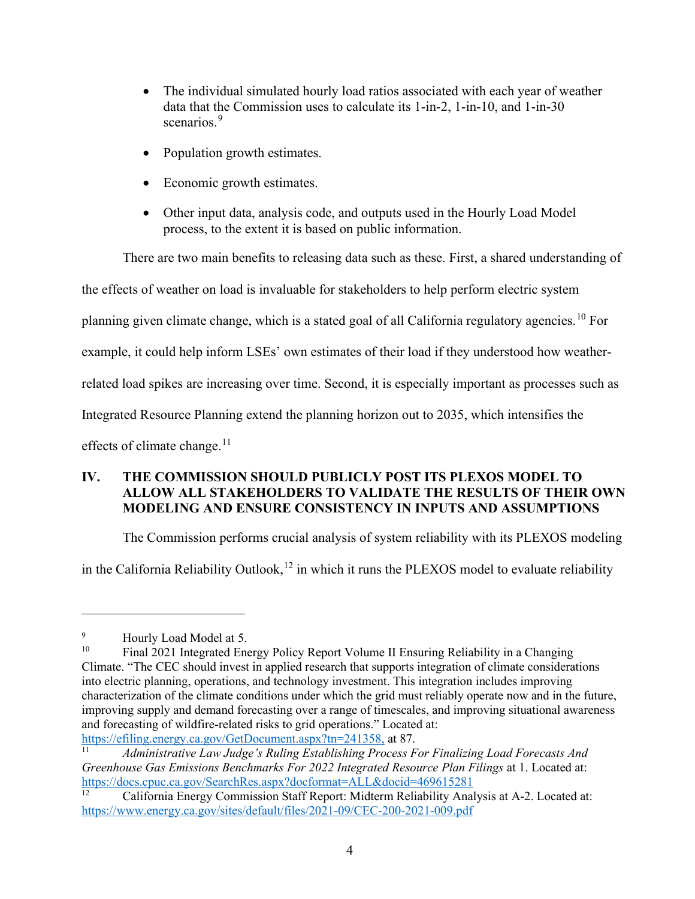- The individual simulated hourly load ratios associated with each year of weather data that the Commission uses to calculate its 1-in-2, 1-in-10, and 1-in-30 scenarios.[9]
- Population growth estimates.
- Economic growth estimates.
- Other input data, analysis code, and outputs used in the Hourly Load Model process, to the extent it is based on public information.

There are two main benefits to releasing data such as these. First, a shared understanding of the effects of weather on load is invaluable for stakeholders to help perform electric system planning given climate change, which is a stated goal of all California regulatory agencies.[10] For example, it could help inform LSEs' own estimates of their load if they understood how weather-related load spikes are increasing over time. Second, it is especially important as processes such as Integrated Resource Planning extend the planning horizon out to 2035, which intensifies the effects of climate change.[11]

## IV. THE COMMISSION SHOULD PUBLICLY POST ITS PLEXOS MODEL TO ALLOW ALL STAKEHOLDERS TO VALIDATE THE RESULTS OF THEIR OWN MODELING AND ENSURE CONSISTENCY IN INPUTS AND ASSUMPTIONS

The Commission performs crucial analysis of system reliability with its PLEXOS modeling in the California Reliability Outlook,[12] in which it runs the PLEXOS model to evaluate reliability

---

[9] Hourly Load Model at 5.

[10] Final 2021 Integrated Energy Policy Report Volume II Ensuring Reliability in a Changing Climate. "The CEC should invest in applied research that supports integration of climate considerations into electric planning, operations, and technology investment. This integration includes improving characterization of the climate conditions under which the grid must reliably operate now and in the future, improving supply and demand forecasting over a range of timescales, and improving situational awareness and forecasting of wildfire-related risks to grid operations." Located at: https://efiling.energy.ca.gov/GetDocument.aspx?tn=241358, at 87.

[11] *Administrative Law Judge's Ruling Establishing Process For Finalizing Load Forecasts And Greenhouse Gas Emissions Benchmarks For 2022 Integrated Resource Plan Filings* at 1. Located at: https://docs.cpuc.ca.gov/SearchRes.aspx?docformat=ALL&docid=469615281

[12] California Energy Commission Staff Report: Midterm Reliability Analysis at A-2. Located at: https://www.energy.ca.gov/sites/default/files/2021-09/CEC-200-2021-009.pdf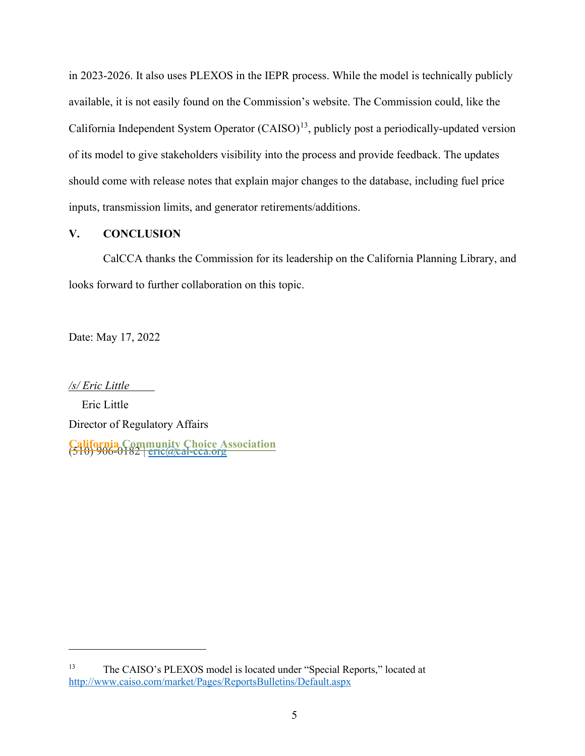in 2023-2026. It also uses PLEXOS in the IEPR process. While the model is technically publicly available, it is not easily found on the Commission's website. The Commission could, like the California Independent System Operator (CAISO)[13], publicly post a periodically-updated version of its model to give stakeholders visibility into the process and provide feedback. The updates should come with release notes that explain major changes to the database, including fuel price inputs, transmission limits, and generator retirements/additions.

## V. CONCLUSION

CalCCA thanks the Commission for its leadership on the California Planning Library, and looks forward to further collaboration on this topic.

Date: May 17, 2022

*/s/ Eric Little*

Eric Little
Director of Regulatory Affairs
**California Community Choice Association**
(510) 906-0182 | eric@cal-cca.org

---

[13] The CAISO's PLEXOS model is located under "Special Reports," located at http://www.caiso.com/market/Pages/ReportsBulletins/Default.aspx